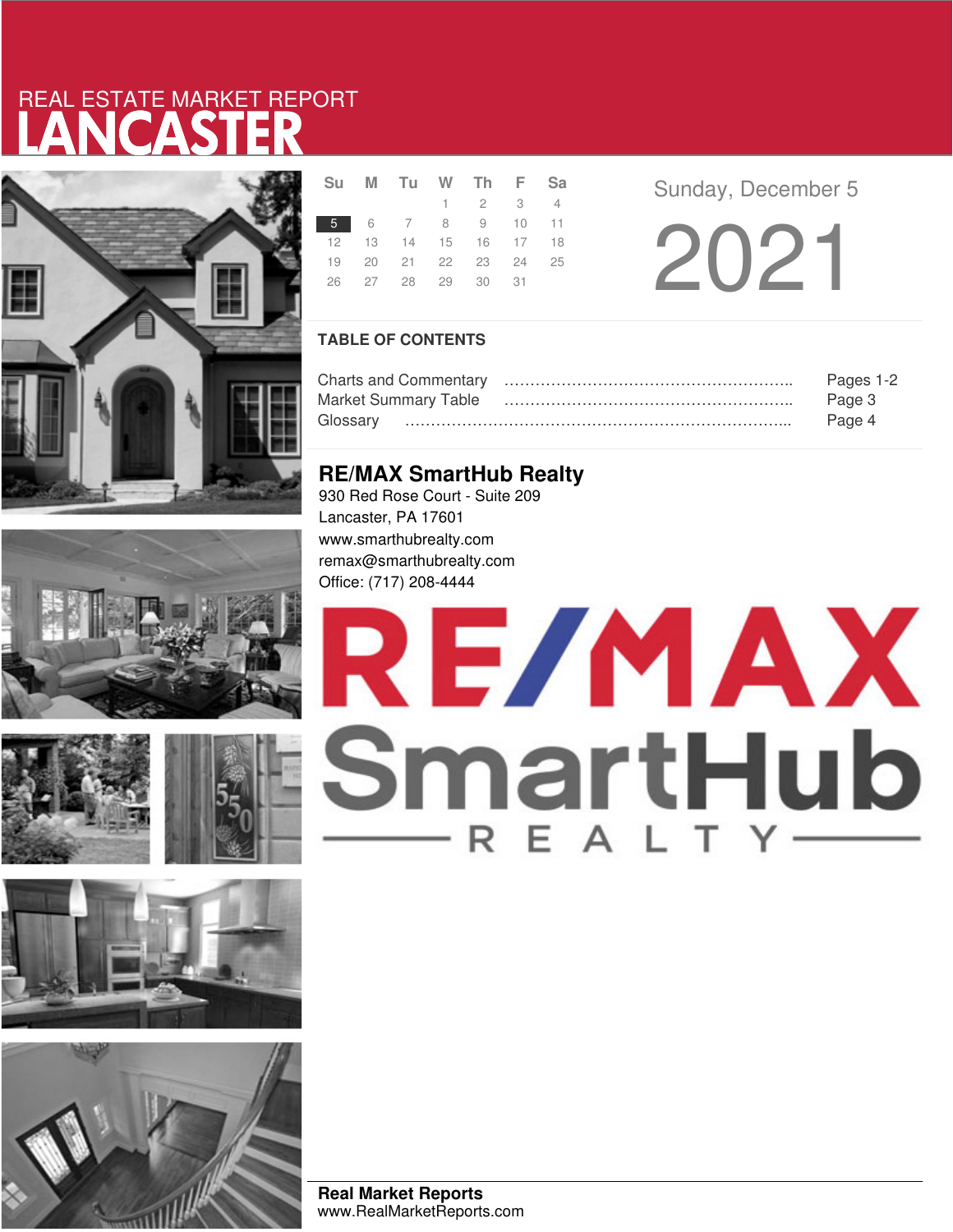REAL ESTATE MARKET REPORT

# LANCASTER

| Su | M | Tu | W | Th | F | Sa |
|---|---|---|---|---|---|---|
| | | | 1 | 2 | 3 | 4 |
| 5 | 6 | 7 | 8 | 9 | 10 | 11 |
| 12 | 13 | 14 | 15 | 16 | 17 | 18 |
| 19 | 20 | 21 | 22 | 23 | 24 | 25 |
| 26 | 27 | 28 | 29 | 30 | 31 | |

Sunday, December 5

2021

## TABLE OF CONTENTS

Charts and Commentary ………………………………………………….. Pages 1-2
Market Summary Table ………………………………………………….. Page 3
Glossary ………………………………………………………………….... Page 4

## RE/MAX SmartHub Realty

930 Red Rose Court - Suite 209
Lancaster, PA 17601
www.smarthubrealty.com
remax@smarthubrealty.com
Office: (717) 208-4444

RE/MAX SmartHub REALTY

**Real Market Reports**
www.RealMarketReports.com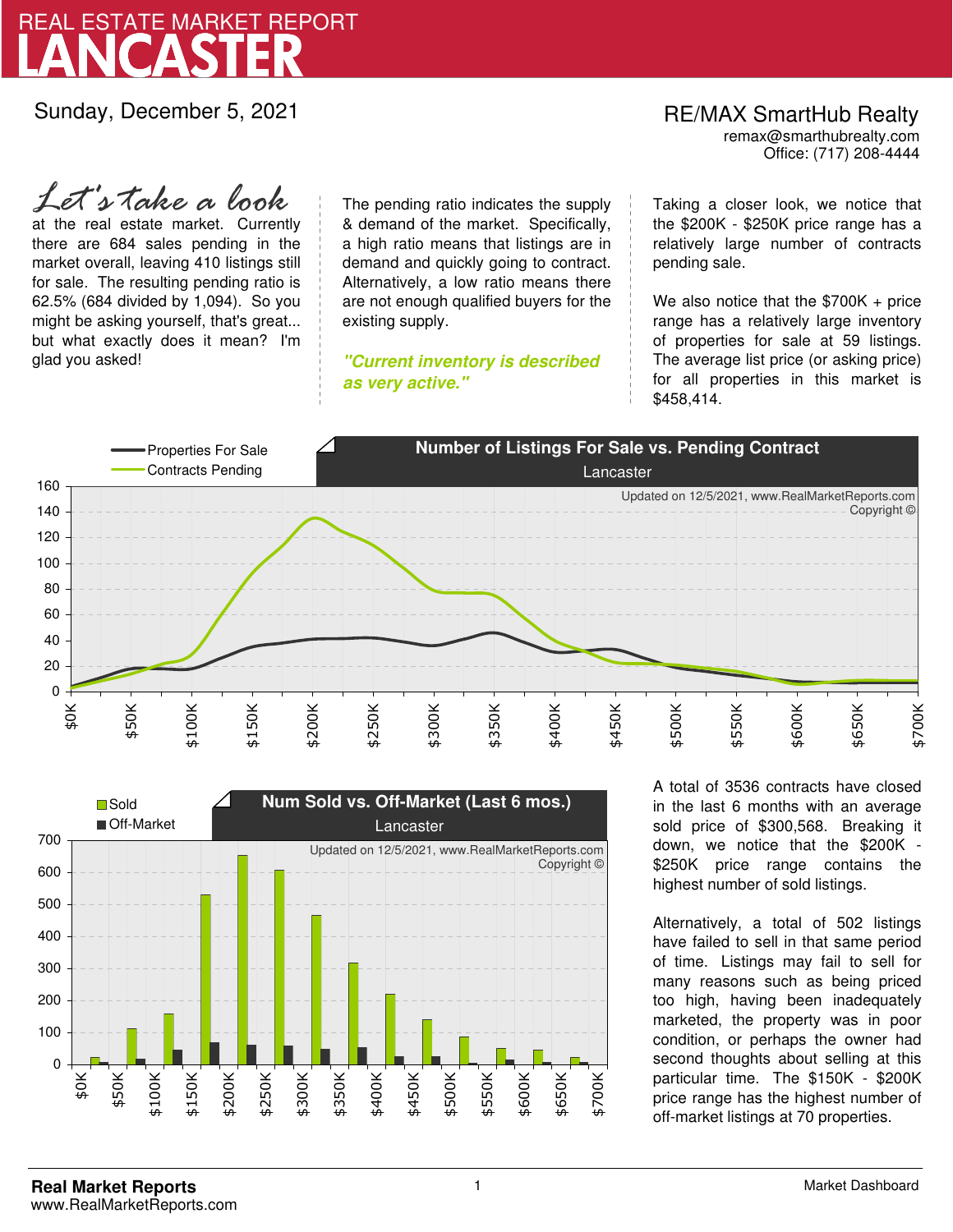# REAL ESTATE MARKET REPORT
# LANCASTER

Sunday, December 5, 2021

RE/MAX SmartHub Realty
remax@smarthubrealty.com
Office: (717) 208-4444

*Let's take a look* at the real estate market. Currently there are 684 sales pending in the market overall, leaving 410 listings still for sale. The resulting pending ratio is 62.5% (684 divided by 1,094). So you might be asking yourself, that's great... but what exactly does it mean? I'm glad you asked!

The pending ratio indicates the supply & demand of the market. Specifically, a high ratio means that listings are in demand and quickly going to contract. Alternatively, a low ratio means there are not enough qualified buyers for the existing supply.

***"Current inventory is described as very active."***

Taking a closer look, we notice that the $200K - $250K price range has a relatively large number of contracts pending sale.

We also notice that the $700K + price range has a relatively large inventory of properties for sale at 59 listings. The average list price (or asking price) for all properties in this market is $458,414.

**Number of Listings For Sale vs. Pending Contract**
Lancaster

Properties For Sale / Contracts Pending

Updated on 12/5/2021, www.RealMarketReports.com
Copyright ©

**Num Sold vs. Off-Market (Last 6 mos.)**
Lancaster

Sold / Off-Market

Updated on 12/5/2021, www.RealMarketReports.com
Copyright ©

A total of 3536 contracts have closed in the last 6 months with an average sold price of $300,568. Breaking it down, we notice that the $200K - $250K price range contains the highest number of sold listings.

Alternatively, a total of 502 listings have failed to sell in that same period of time. Listings may fail to sell for many reasons such as being priced too high, having been inadequately marketed, the property was in poor condition, or perhaps the owner had second thoughts about selling at this particular time. The $150K - $200K price range has the highest number of off-market listings at 70 properties.

**Real Market Reports**
www.RealMarketReports.com

Market Dashboard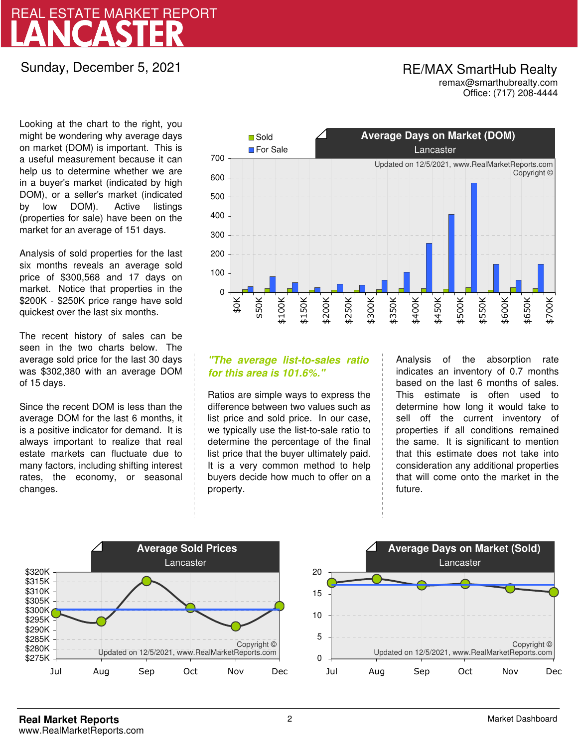# REAL ESTATE MARKET REPORT
# LANCASTER

Sunday, December 5, 2021

**RE/MAX SmartHub Realty**
remax@smarthubrealty.com
Office: (717) 208-4444

Looking at the chart to the right, you might be wondering why average days on market (DOM) is important. This is a useful measurement because it can help us to determine whether we are in a buyer's market (indicated by high DOM), or a seller's market (indicated by low DOM). Active listings (properties for sale) have been on the market for an average of 151 days.

Analysis of sold properties for the last six months reveals an average sold price of $300,568 and 17 days on market. Notice that properties in the $200K - $250K price range have sold quickest over the last six months.

The recent history of sales can be seen in the two charts below. The average sold price for the last 30 days was $302,380 with an average DOM of 15 days.

Since the recent DOM is less than the average DOM for the last 6 months, it is a positive indicator for demand. It is always important to realize that real estate markets can fluctuate due to many factors, including shifting interest rates, the economy, or seasonal changes.

**Average Days on Market (DOM)**
Lancaster

Sold / For Sale

Updated on 12/5/2021, www.RealMarketReports.com
Copyright ©

***"The average list-to-sales ratio for this area is 101.6%."***

Ratios are simple ways to express the difference between two values such as list price and sold price. In our case, we typically use the list-to-sale ratio to determine the percentage of the final list price that the buyer ultimately paid. It is a very common method to help buyers decide how much to offer on a property.

Analysis of the absorption rate indicates an inventory of 0.7 months based on the last 6 months of sales. This estimate is often used to determine how long it would take to sell off the current inventory of properties if all conditions remained the same. It is significant to mention that this estimate does not take into consideration any additional properties that will come onto the market in the future.

**Average Sold Prices**
Lancaster

Copyright ©
Updated on 12/5/2021, www.RealMarketReports.com

**Average Days on Market (Sold)**
Lancaster

Copyright ©
Updated on 12/5/2021, www.RealMarketReports.com

**Real Market Reports**
www.RealMarketReports.com

Market Dashboard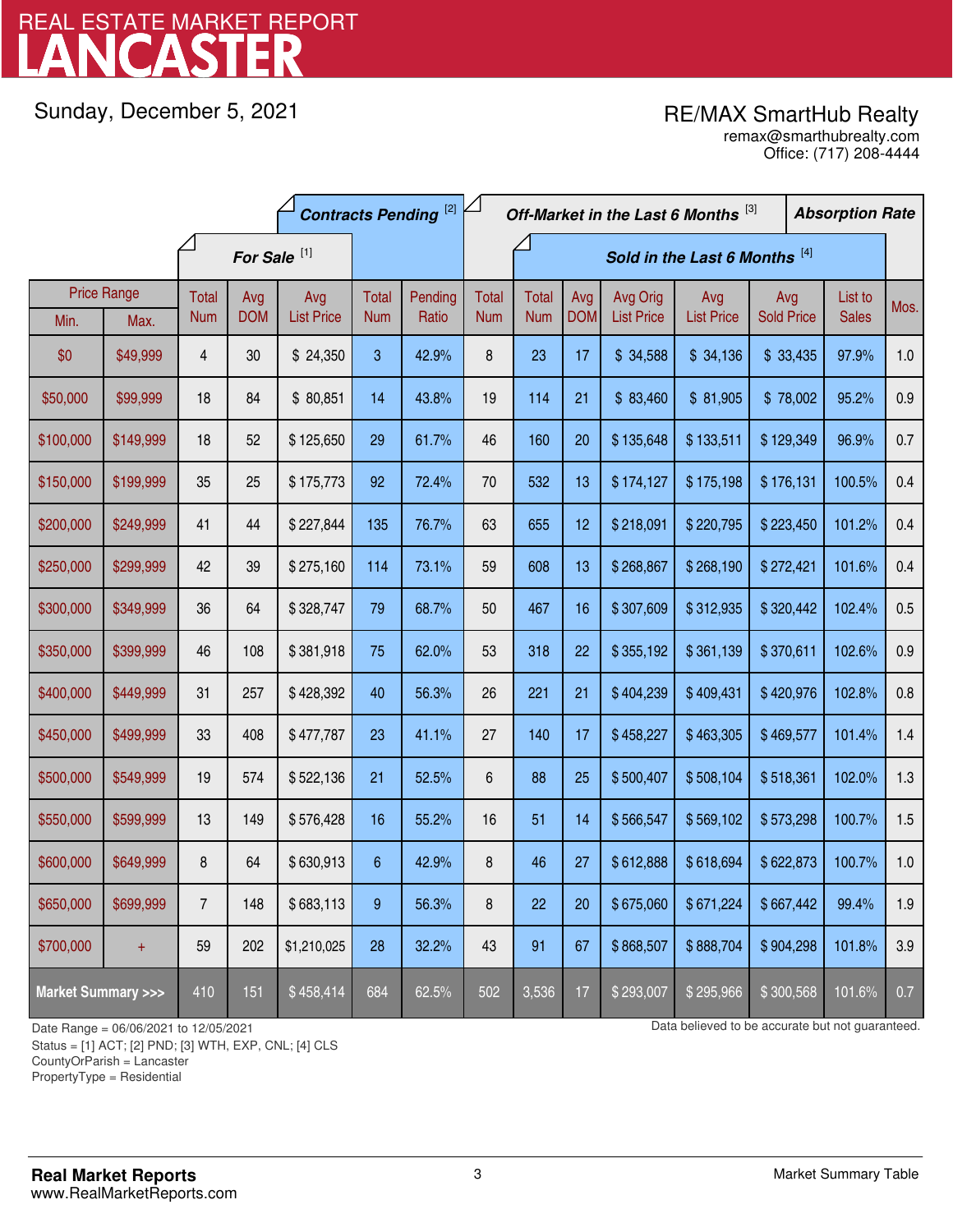# REAL ESTATE MARKET REPORT
# LANCASTER

Sunday, December 5, 2021

RE/MAX SmartHub Realty
remax@smarthubrealty.com
Office: (717) 208-4444

| Price Range | | For Sale [1] | | | Contracts Pending [2] | | Off-Market in the Last 6 Months [3] | Sold in the Last 6 Months [4] | | | | | | Absorption Rate |
|---|---|---|---|---|---|---|---|---|---|---|---|---|---|---|
| Min. | Max. | Total Num | Avg DOM | Avg List Price | Total Num | Pending Ratio | Total Num | Total Num | Avg DOM | Avg Orig List Price | Avg List Price | Avg Sold Price | List to Sales | Mos. |
| $0 | $49,999 | 4 | 30 | $ 24,350 | 3 | 42.9% | 8 | 23 | 17 | $ 34,588 | $ 34,136 | $ 33,435 | 97.9% | 1.0 |
| $50,000 | $99,999 | 18 | 84 | $ 80,851 | 14 | 43.8% | 19 | 114 | 21 | $ 83,460 | $ 81,905 | $ 78,002 | 95.2% | 0.9 |
| $100,000 | $149,999 | 18 | 52 | $ 125,650 | 29 | 61.7% | 46 | 160 | 20 | $ 135,648 | $ 133,511 | $ 129,349 | 96.9% | 0.7 |
| $150,000 | $199,999 | 35 | 25 | $ 175,773 | 92 | 72.4% | 70 | 532 | 13 | $ 174,127 | $ 175,198 | $ 176,131 | 100.5% | 0.4 |
| $200,000 | $249,999 | 41 | 44 | $ 227,844 | 135 | 76.7% | 63 | 655 | 12 | $ 218,091 | $ 220,795 | $ 223,450 | 101.2% | 0.4 |
| $250,000 | $299,999 | 42 | 39 | $ 275,160 | 114 | 73.1% | 59 | 608 | 13 | $ 268,867 | $ 268,190 | $ 272,421 | 101.6% | 0.4 |
| $300,000 | $349,999 | 36 | 64 | $ 328,747 | 79 | 68.7% | 50 | 467 | 16 | $ 307,609 | $ 312,935 | $ 320,442 | 102.4% | 0.5 |
| $350,000 | $399,999 | 46 | 108 | $ 381,918 | 75 | 62.0% | 53 | 318 | 22 | $ 355,192 | $ 361,139 | $ 370,611 | 102.6% | 0.9 |
| $400,000 | $449,999 | 31 | 257 | $ 428,392 | 40 | 56.3% | 26 | 221 | 21 | $ 404,239 | $ 409,431 | $ 420,976 | 102.8% | 0.8 |
| $450,000 | $499,999 | 33 | 408 | $ 477,787 | 23 | 41.1% | 27 | 140 | 17 | $ 458,227 | $ 463,305 | $ 469,577 | 101.4% | 1.4 |
| $500,000 | $549,999 | 19 | 574 | $ 522,136 | 21 | 52.5% | 6 | 88 | 25 | $ 500,407 | $ 508,104 | $ 518,361 | 102.0% | 1.3 |
| $550,000 | $599,999 | 13 | 149 | $ 576,428 | 16 | 55.2% | 16 | 51 | 14 | $ 566,547 | $ 569,102 | $ 573,298 | 100.7% | 1.5 |
| $600,000 | $649,999 | 8 | 64 | $ 630,913 | 6 | 42.9% | 8 | 46 | 27 | $ 612,888 | $ 618,694 | $ 622,873 | 100.7% | 1.0 |
| $650,000 | $699,999 | 7 | 148 | $ 683,113 | 9 | 56.3% | 8 | 22 | 20 | $ 675,060 | $ 671,224 | $ 667,442 | 99.4% | 1.9 |
| $700,000 | + | 59 | 202 | $1,210,025 | 28 | 32.2% | 43 | 91 | 67 | $ 868,507 | $ 888,704 | $ 904,298 | 101.8% | 3.9 |
| **Market Summary >>>** | | 410 | 151 | $ 458,414 | 684 | 62.5% | 502 | 3,536 | 17 | $ 293,007 | $ 295,966 | $ 300,568 | 101.6% | 0.7 |

Date Range = 06/06/2021 to 12/05/2021
Status = [1] ACT; [2] PND; [3] WTH, EXP, CNL; [4] CLS
CountyOrParish = Lancaster
PropertyType = Residential

Data believed to be accurate but not guaranteed.

**Real Market Reports**
www.RealMarketReports.com

Market Summary Table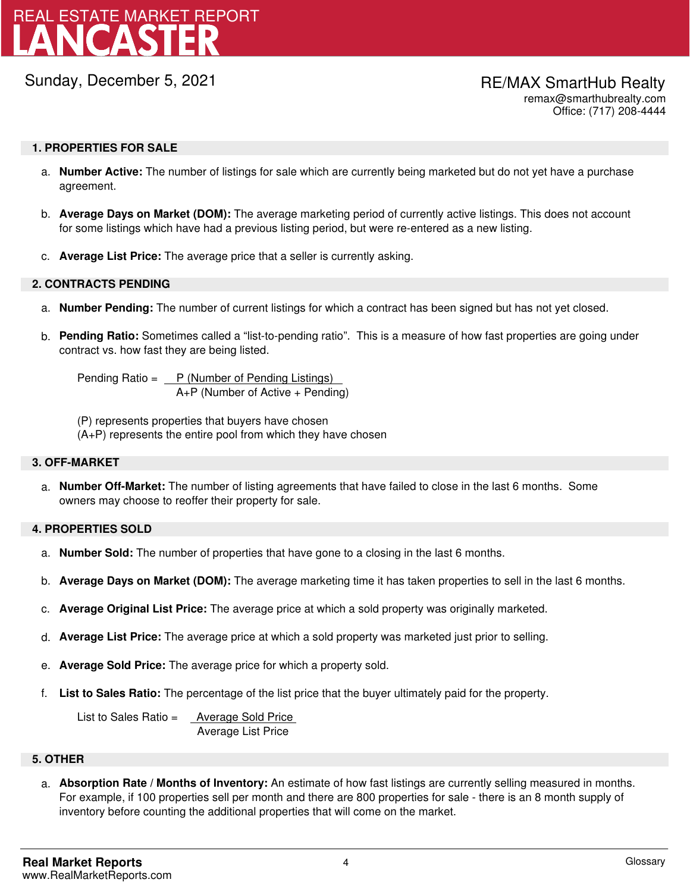REAL ESTATE MARKET REPORT

# LANCASTER

Sunday, December 5, 2021

RE/MAX SmartHub Realty
remax@smarthubrealty.com
Office: (717) 208-4444

## 1. PROPERTIES FOR SALE

a. **Number Active:** The number of listings for sale which are currently being marketed but do not yet have a purchase agreement.

b. **Average Days on Market (DOM):** The average marketing period of currently active listings. This does not account for some listings which have had a previous listing period, but were re-entered as a new listing.

c. **Average List Price:** The average price that a seller is currently asking.

## 2. CONTRACTS PENDING

a. **Number Pending:** The number of current listings for which a contract has been signed but has not yet closed.

b. **Pending Ratio:** Sometimes called a "list-to-pending ratio". This is a measure of how fast properties are going under contract vs. how fast they are being listed.

$$\text{Pending Ratio} = \frac{\text{P (Number of Pending Listings)}}{\text{A+P (Number of Active + Pending)}}$$

(P) represents properties that buyers have chosen
(A+P) represents the entire pool from which they have chosen

## 3. OFF-MARKET

a. **Number Off-Market:** The number of listing agreements that have failed to close in the last 6 months. Some owners may choose to reoffer their property for sale.

## 4. PROPERTIES SOLD

a. **Number Sold:** The number of properties that have gone to a closing in the last 6 months.

b. **Average Days on Market (DOM):** The average marketing time it has taken properties to sell in the last 6 months.

c. **Average Original List Price:** The average price at which a sold property was originally marketed.

d. **Average List Price:** The average price at which a sold property was marketed just prior to selling.

e. **Average Sold Price:** The average price for which a property sold.

f. **List to Sales Ratio:** The percentage of the list price that the buyer ultimately paid for the property.

$$\text{List to Sales Ratio} = \frac{\text{Average Sold Price}}{\text{Average List Price}}$$

## 5. OTHER

a. **Absorption Rate / Months of Inventory:** An estimate of how fast listings are currently selling measured in months. For example, if 100 properties sell per month and there are 800 properties for sale - there is an 8 month supply of inventory before counting the additional properties that will come on the market.